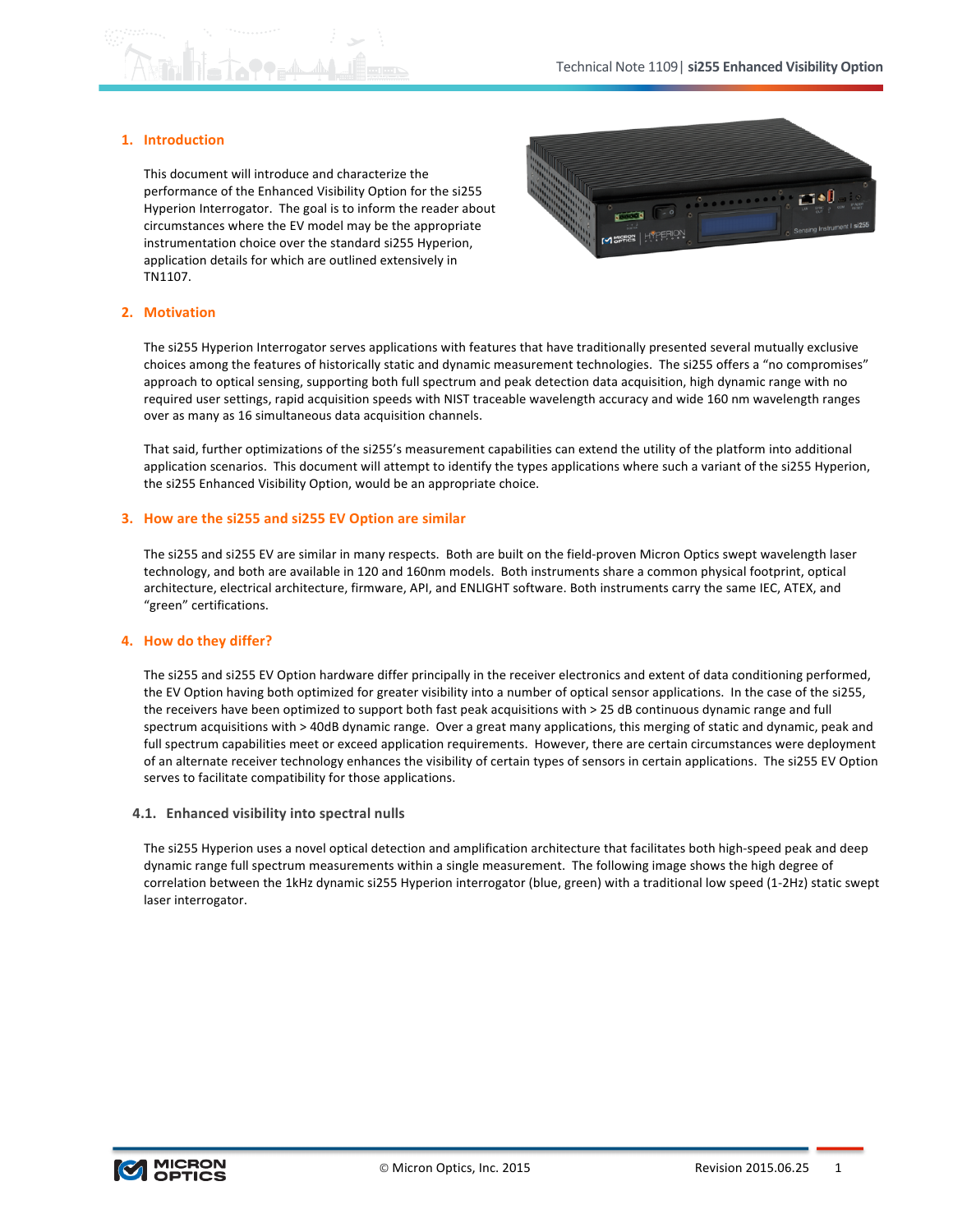## 1. Introduction

This document will introduce and characterize the performance of the Enhanced Visibility Option for the si255 Hyperion Interrogator. The goal is to inform the reader about circumstances where the EV model may be the appropriate instrumentation choice over the standard si255 Hyperion, application details for which are outlined extensively in TN1107.

## 2. Motivation

The si255 Hyperion Interrogator serves applications with features that have traditionally presented several mutually exclusive choices among the features of historically static and dynamic measurement technologies. The si255 offers a "no compromises" approach to optical sensing, supporting both full spectrum and peak detection data acquisition, high dynamic range with no required user settings, rapid acquisition speeds with NIST traceable wavelength accuracy and wide 160 nm wavelength ranges over as many as 16 simultaneous data acquisition channels.

That said, further optimizations of the si255's measurement capabilities can extend the utility of the platform into additional application scenarios. This document will attempt to identify the types applications where such a variant of the si255 Hyperion, the si255 Enhanced Visibility Option, would be an appropriate choice.

## 3. How are the si255 and si255 EV Option are similar

The si255 and si255 EV are similar in many respects. Both are built on the field-proven Micron Optics swept wavelength laser technology, and both are available in 120 and 160nm models. Both instruments share a common physical footprint, optical architecture, electrical architecture, firmware, API, and ENLIGHT software. Both instruments carry the same IEC, ATEX, and "green" certifications.

## 4. How do they differ?

The si255 and si255 EV Option hardware differ principally in the receiver electronics and extent of data conditioning performed, the EV Option having both optimized for greater visibility into a number of optical sensor applications. In the case of the si255, the receivers have been optimized to support both fast peak acquisitions with > 25 dB continuous dynamic range and full spectrum acquisitions with > 40dB dynamic range. Over a great many applications, this merging of static and dynamic, peak and full spectrum capabilities meet or exceed application requirements. However, there are certain circumstances were deployment of an alternate receiver technology enhances the visibility of certain types of sensors in certain applications. The si255 EV Option serves to facilitate compatibility for those applications.

### 4.1. Enhanced visibility into spectral nulls

The si255 Hyperion uses a novel optical detection and amplification architecture that facilitates both high-speed peak and deep dynamic range full spectrum measurements within a single measurement. The following image shows the high degree of correlation between the 1kHz dynamic si255 Hyperion interrogator (blue, green) with a traditional low speed (1-2Hz) static swept laser interrogator.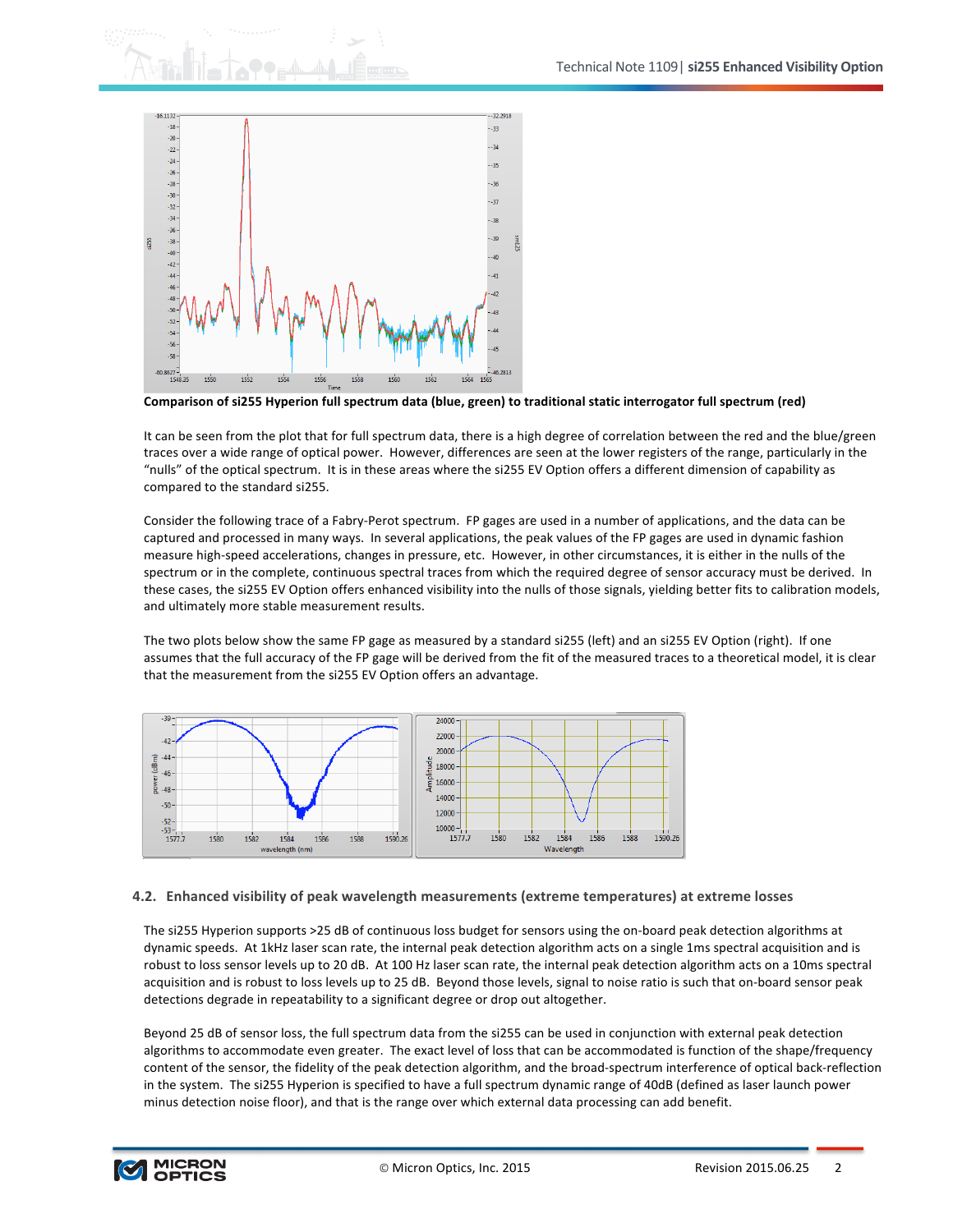**Comparison of si255 Hyperion full spectrum data (blue, green) to traditional static interrogator full spectrum (red)**

It can be seen from the plot that for full spectrum data, there is a high degree of correlation between the red and the blue/green traces over a wide range of optical power. However, differences are seen at the lower registers of the range, particularly in the "nulls" of the optical spectrum. It is in these areas where the si255 EV Option offers a different dimension of capability as compared to the standard si255.

Consider the following trace of a Fabry-Perot spectrum. FP gages are used in a number of applications, and the data can be captured and processed in many ways. In several applications, the peak values of the FP gages are used in dynamic fashion measure high-speed accelerations, changes in pressure, etc. However, in other circumstances, it is either in the nulls of the spectrum or in the complete, continuous spectral traces from which the required degree of sensor accuracy must be derived. In these cases, the si255 EV Option offers enhanced visibility into the nulls of those signals, yielding better fits to calibration models, and ultimately more stable measurement results.

The two plots below show the same FP gage as measured by a standard si255 (left) and an si255 EV Option (right). If one assumes that the full accuracy of the FP gage will be derived from the fit of the measured traces to a theoretical model, it is clear that the measurement from the si255 EV Option offers an advantage.

## 4.2. Enhanced visibility of peak wavelength measurements (extreme temperatures) at extreme losses

The si255 Hyperion supports >25 dB of continuous loss budget for sensors using the on-board peak detection algorithms at dynamic speeds. At 1kHz laser scan rate, the internal peak detection algorithm acts on a single 1ms spectral acquisition and is robust to loss sensor levels up to 20 dB. At 100 Hz laser scan rate, the internal peak detection algorithm acts on a 10ms spectral acquisition and is robust to loss levels up to 25 dB. Beyond those levels, signal to noise ratio is such that on-board sensor peak detections degrade in repeatability to a significant degree or drop out altogether.

Beyond 25 dB of sensor loss, the full spectrum data from the si255 can be used in conjunction with external peak detection algorithms to accommodate even greater. The exact level of loss that can be accommodated is function of the shape/frequency content of the sensor, the fidelity of the peak detection algorithm, and the broad-spectrum interference of optical back-reflection in the system. The si255 Hyperion is specified to have a full spectrum dynamic range of 40dB (defined as laser launch power minus detection noise floor), and that is the range over which external data processing can add benefit.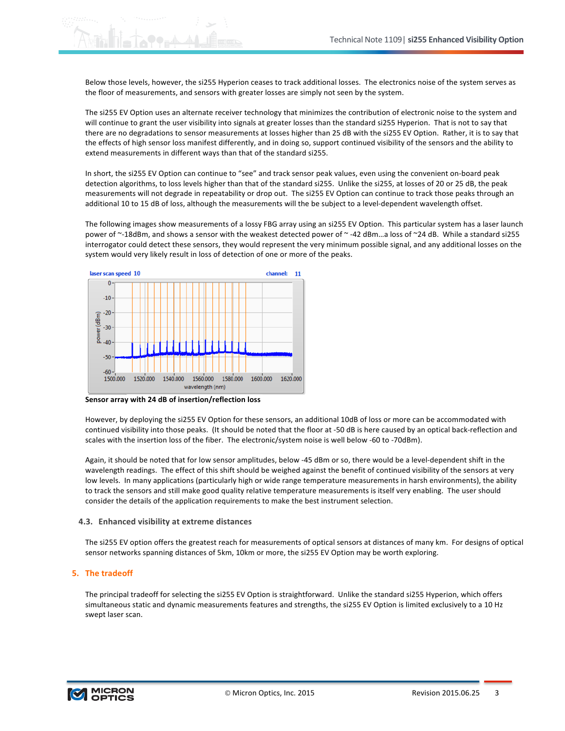Below those levels, however, the si255 Hyperion ceases to track additional losses. The electronics noise of the system serves as the floor of measurements, and sensors with greater losses are simply not seen by the system.

The si255 EV Option uses an alternate receiver technology that minimizes the contribution of electronic noise to the system and will continue to grant the user visibility into signals at greater losses than the standard si255 Hyperion. That is not to say that there are no degradations to sensor measurements at losses higher than 25 dB with the si255 EV Option. Rather, it is to say that the effects of high sensor loss manifest differently, and in doing so, support continued visibility of the sensors and the ability to extend measurements in different ways than that of the standard si255.

In short, the si255 EV Option can continue to "see" and track sensor peak values, even using the convenient on-board peak detection algorithms, to loss levels higher than that of the standard si255. Unlike the si255, at losses of 20 or 25 dB, the peak measurements will not degrade in repeatability or drop out. The si255 EV Option can continue to track those peaks through an additional 10 to 15 dB of loss, although the measurements will the be subject to a level-dependent wavelength offset.

The following images show measurements of a lossy FBG array using an si255 EV Option. This particular system has a laser launch power of ~-18dBm, and shows a sensor with the weakest detected power of ~ -42 dBm…a loss of ~24 dB. While a standard si255 interrogator could detect these sensors, they would represent the very minimum possible signal, and any additional losses on the system would very likely result in loss of detection of one or more of the peaks.

**Sensor array with 24 dB of insertion/reflection loss**

However, by deploying the si255 EV Option for these sensors, an additional 10dB of loss or more can be accommodated with continued visibility into those peaks. (It should be noted that the floor at -50 dB is here caused by an optical back-reflection and scales with the insertion loss of the fiber. The electronic/system noise is well below -60 to -70dBm).

Again, it should be noted that for low sensor amplitudes, below -45 dBm or so, there would be a level-dependent shift in the wavelength readings. The effect of this shift should be weighed against the benefit of continued visibility of the sensors at very low levels. In many applications (particularly high or wide range temperature measurements in harsh environments), the ability to track the sensors and still make good quality relative temperature measurements is itself very enabling. The user should consider the details of the application requirements to make the best instrument selection.

### 4.3. Enhanced visibility at extreme distances

The si255 EV option offers the greatest reach for measurements of optical sensors at distances of many km. For designs of optical sensor networks spanning distances of 5km, 10km or more, the si255 EV Option may be worth exploring.

## 5. The tradeoff

The principal tradeoff for selecting the si255 EV Option is straightforward. Unlike the standard si255 Hyperion, which offers simultaneous static and dynamic measurements features and strengths, the si255 EV Option is limited exclusively to a 10 Hz swept laser scan.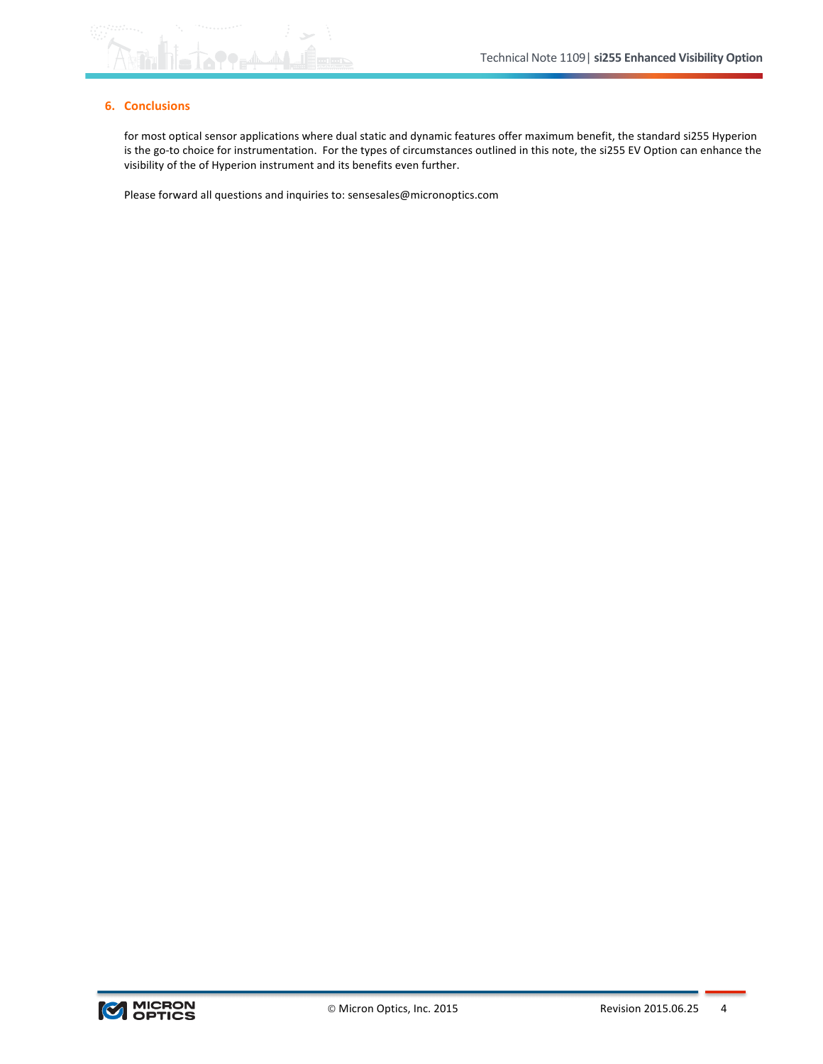## 6. Conclusions

for most optical sensor applications where dual static and dynamic features offer maximum benefit, the standard si255 Hyperion is the go-to choice for instrumentation. For the types of circumstances outlined in this note, the si255 EV Option can enhance the visibility of the of Hyperion instrument and its benefits even further.

Please forward all questions and inquiries to: sensesales@micronoptics.com